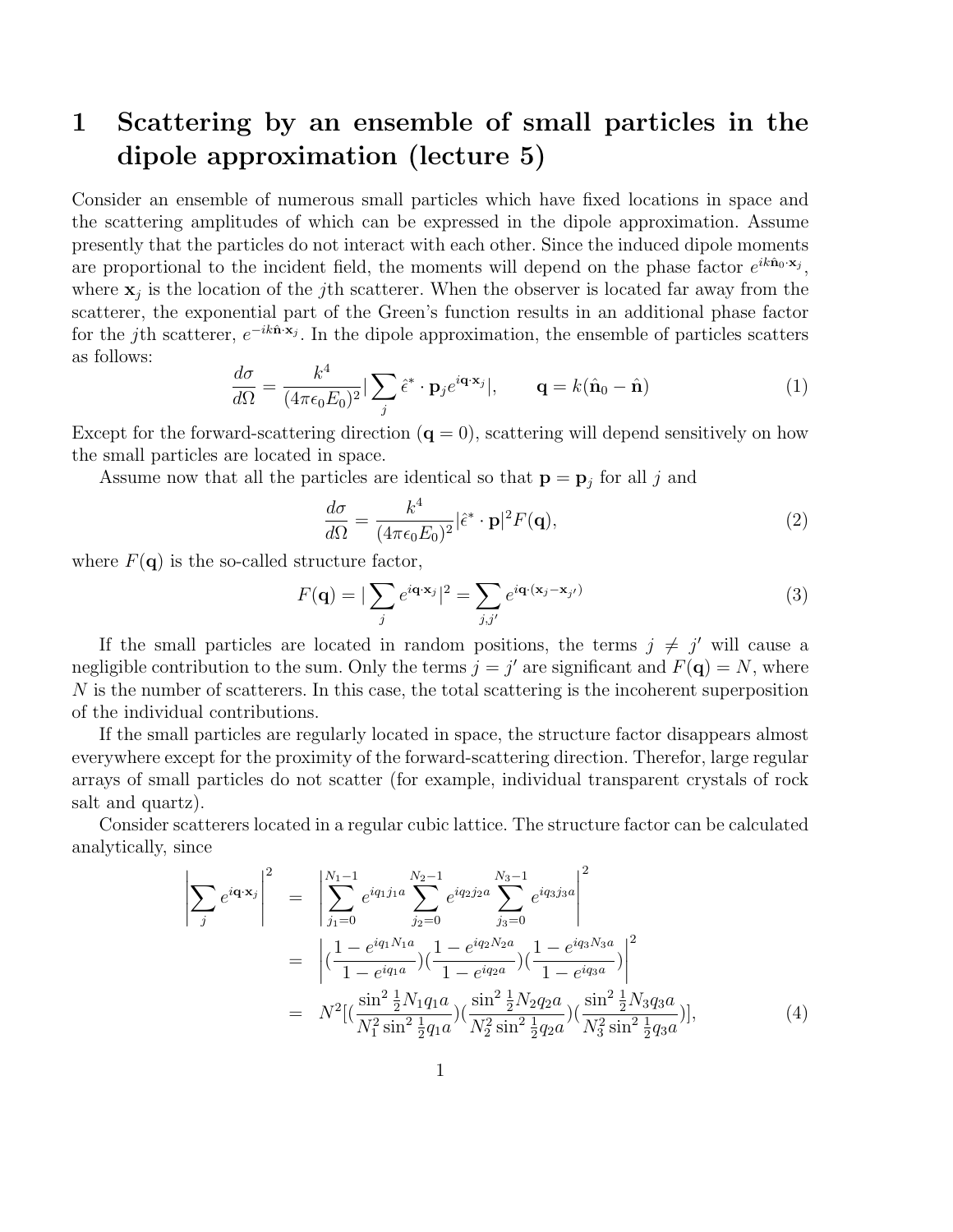# 1 Scattering by an ensemble of small particles in the dipole approximation (lecture 5)

Consider an ensemble of numerous small particles which have fixed locations in space and the scattering amplitudes of which can be expressed in the dipole approximation. Assume presently that the particles do not interact with each other. Since the induced dipole moments are proportional to the incident field, the moments will depend on the phase factor $e^{ik\hat{\mathbf{n}}_0 \cdot \mathbf{x}_j}$, where $\mathbf{x}_j$ is the location of the $j$th scatterer. When the observer is located far away from the scatterer, the exponential part of the Green's function results in an additional phase factor for the $j$th scatterer, $e^{-ik\hat{\mathbf{n}} \cdot \mathbf{x}_j}$. In the dipole approximation, the ensemble of particles scatters as follows:

$$\frac{d\sigma}{d\Omega} = \frac{k^4}{(4\pi\epsilon_0 E_0)^2} |\sum_j \hat{\epsilon}^* \cdot \mathbf{p}_j e^{i\mathbf{q}\cdot\mathbf{x}_j}|, \qquad \mathbf{q} = k(\hat{\mathbf{n}}_0 - \hat{\mathbf{n}}) \tag{1}$$

Except for the forward-scattering direction ($\mathbf{q} = 0$), scattering will depend sensitively on how the small particles are located in space.

Assume now that all the particles are identical so that $\mathbf{p} = \mathbf{p}_j$ for all $j$ and

$$\frac{d\sigma}{d\Omega} = \frac{k^4}{(4\pi\epsilon_0 E_0)^2} |\hat{\epsilon}^* \cdot \mathbf{p}|^2 F(\mathbf{q}), \tag{2}$$

where $F(\mathbf{q})$ is the so-called structure factor,

$$F(\mathbf{q}) = |\sum_j e^{i\mathbf{q}\cdot\mathbf{x}_j}|^2 = \sum_{j,j'} e^{i\mathbf{q}\cdot(\mathbf{x}_j - \mathbf{x}_{j'})} \tag{3}$$

If the small particles are located in random positions, the terms $j \neq j'$ will cause a negligible contribution to the sum. Only the terms $j = j'$ are significant and $F(\mathbf{q}) = N$, where $N$ is the number of scatterers. In this case, the total scattering is the incoherent superposition of the individual contributions.

If the small particles are regularly located in space, the structure factor disappears almost everywhere except for the proximity of the forward-scattering direction. Therefor, large regular arrays of small particles do not scatter (for example, individual transparent crystals of rock salt and quartz).

Consider scatterers located in a regular cubic lattice. The structure factor can be calculated analytically, since

$$\begin{aligned}
\left|\sum_j e^{i\mathbf{q}\cdot\mathbf{x}_j}\right|^2 &= \left|\sum_{j_1=0}^{N_1-1} e^{iq_1 j_1 a} \sum_{j_2=0}^{N_2-1} e^{iq_2 j_2 a} \sum_{j_3=0}^{N_3-1} e^{iq_3 j_3 a}\right|^2 \\
&= \left|(\frac{1 - e^{iq_1 N_1 a}}{1 - e^{iq_1 a}})(\frac{1 - e^{iq_2 N_2 a}}{1 - e^{iq_2 a}})(\frac{1 - e^{iq_3 N_3 a}}{1 - e^{iq_3 a}})\right|^2 \\
&= N^2[(\frac{\sin^2 \frac{1}{2} N_1 q_1 a}{N_1^2 \sin^2 \frac{1}{2} q_1 a})(\frac{\sin^2 \frac{1}{2} N_2 q_2 a}{N_2^2 \sin^2 \frac{1}{2} q_2 a})(\frac{\sin^2 \frac{1}{2} N_3 q_3 a}{N_3^2 \sin^2 \frac{1}{2} q_3 a})],
\end{aligned} \tag{4}$$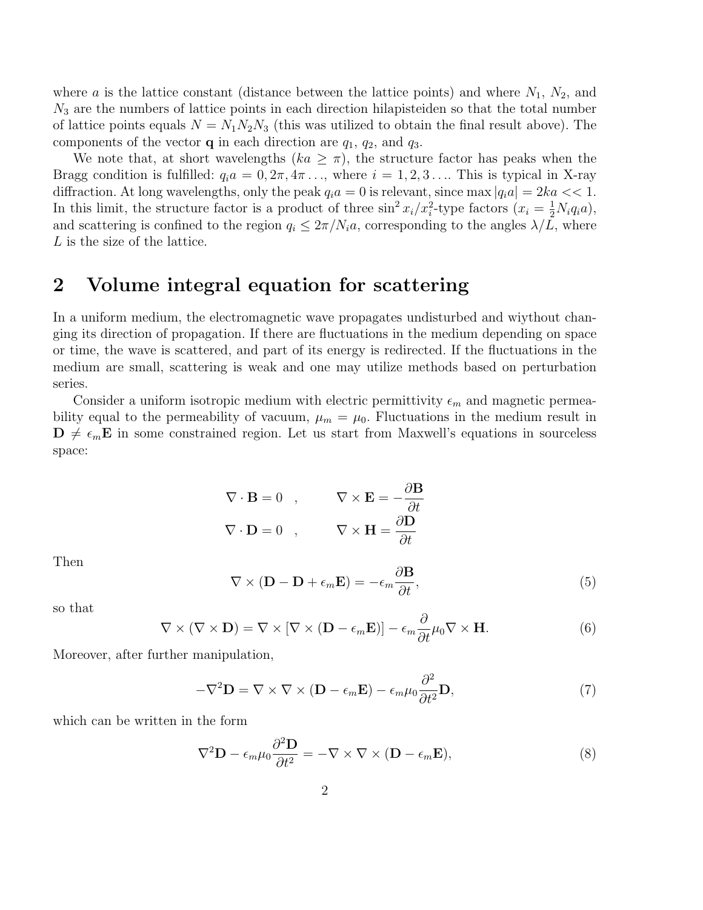where $a$ is the lattice constant (distance between the lattice points) and where $N_1$, $N_2$, and $N_3$ are the numbers of lattice points in each direction hilapisteiden so that the total number of lattice points equals $N = N_1 N_2 N_3$ (this was utilized to obtain the final result above). The components of the vector $\mathbf{q}$ in each direction are $q_1$, $q_2$, and $q_3$.

We note that, at short wavelengths ($ka \geq \pi$), the structure factor has peaks when the Bragg condition is fulfilled: $q_i a = 0, 2\pi, 4\pi \ldots$, where $i = 1, 2, 3 \ldots$. This is typical in X-ray diffraction. At long wavelengths, only the peak $q_i a = 0$ is relevant, since $\max |q_i a| = 2ka << 1$. In this limit, the structure factor is a product of three $\sin^2 x_i / x_i^2$-type factors ($x_i = \frac{1}{2} N_i q_i a$), and scattering is confined to the region $q_i \leq 2\pi / N_i a$, corresponding to the angles $\lambda / L$, where $L$ is the size of the lattice.

## 2 Volume integral equation for scattering

In a uniform medium, the electromagnetic wave propagates undisturbed and wiythout changing its direction of propagation. If there are fluctuations in the medium depending on space or time, the wave is scattered, and part of its energy is redirected. If the fluctuations in the medium are small, scattering is weak and one may utilize methods based on perturbation series.

Consider a uniform isotropic medium with electric permittivity $\epsilon_m$ and magnetic permeability equal to the permeability of vacuum, $\mu_m = \mu_0$. Fluctuations in the medium result in $\mathbf{D} \neq \epsilon_m \mathbf{E}$ in some constrained region. Let us start from Maxwell's equations in sourceless space:

$$
\nabla \cdot \mathbf{B} = 0 \quad , \qquad \nabla \times \mathbf{E} = -\frac{\partial \mathbf{B}}{\partial t}
$$

$$
\nabla \cdot \mathbf{D} = 0 \quad , \qquad \nabla \times \mathbf{H} = \frac{\partial \mathbf{D}}{\partial t}
$$

Then

$$
\nabla \times (\mathbf{D} - \mathbf{D} + \epsilon_m \mathbf{E}) = -\epsilon_m \frac{\partial \mathbf{B}}{\partial t}, \tag{5}
$$

so that

$$
\nabla \times (\nabla \times \mathbf{D}) = \nabla \times [\nabla \times (\mathbf{D} - \epsilon_m \mathbf{E})] - \epsilon_m \frac{\partial}{\partial t} \mu_0 \nabla \times \mathbf{H}. \tag{6}
$$

Moreover, after further manipulation,

$$
-\nabla^2 \mathbf{D} = \nabla \times \nabla \times (\mathbf{D} - \epsilon_m \mathbf{E}) - \epsilon_m \mu_0 \frac{\partial^2}{\partial t^2} \mathbf{D}, \tag{7}
$$

which can be written in the form

$$
\nabla^2 \mathbf{D} - \epsilon_m \mu_0 \frac{\partial^2 \mathbf{D}}{\partial t^2} = -\nabla \times \nabla \times (\mathbf{D} - \epsilon_m \mathbf{E}), \tag{8}
$$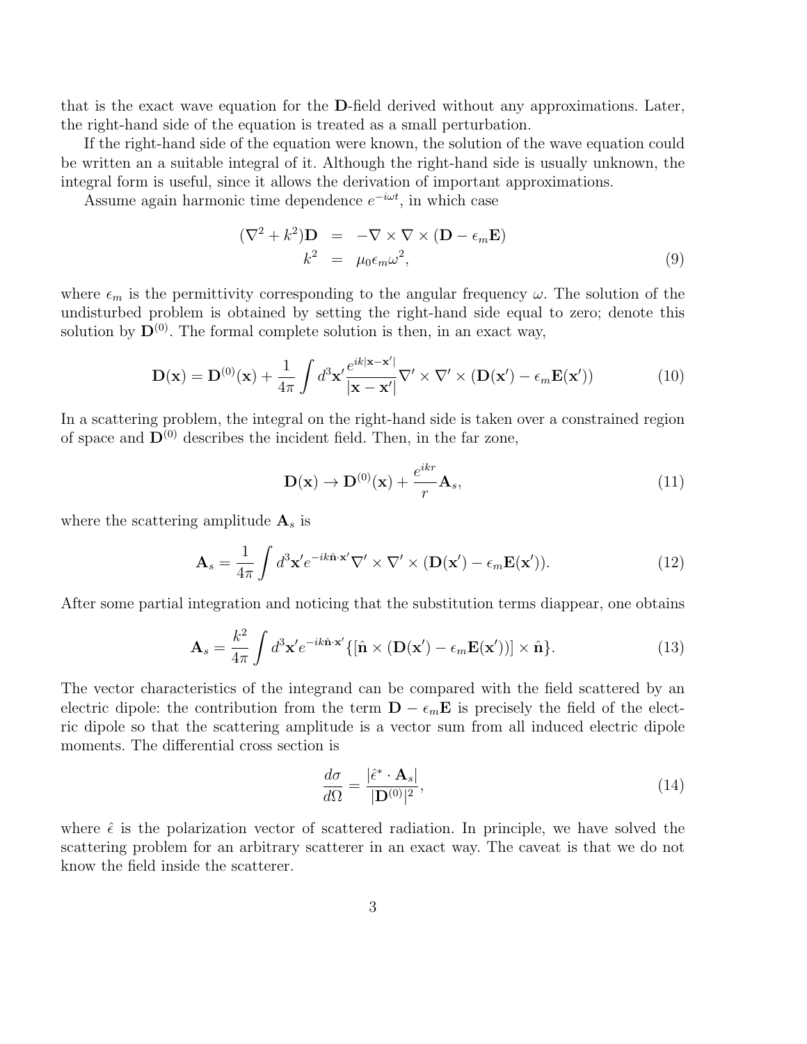that is the exact wave equation for the **D**-field derived without any approximations. Later, the right-hand side of the equation is treated as a small perturbation.

If the right-hand side of the equation were known, the solution of the wave equation could be written an a suitable integral of it. Although the right-hand side is usually unknown, the integral form is useful, since it allows the derivation of important approximations.

Assume again harmonic time dependence $e^{-i\omega t}$, in which case

$$
\begin{aligned}
(\nabla^2 + k^2)\mathbf{D} &= -\nabla \times \nabla \times (\mathbf{D} - \epsilon_m \mathbf{E}) \\
k^2 &= \mu_0 \epsilon_m \omega^2,
\end{aligned} \tag{9}
$$

where $\epsilon_m$ is the permittivity corresponding to the angular frequency $\omega$. The solution of the undisturbed problem is obtained by setting the right-hand side equal to zero; denote this solution by $\mathbf{D}^{(0)}$. The formal complete solution is then, in an exact way,

$$
\mathbf{D}(\mathbf{x}) = \mathbf{D}^{(0)}(\mathbf{x}) + \frac{1}{4\pi} \int d^3\mathbf{x}' \frac{e^{ik|\mathbf{x}-\mathbf{x}'|}}{|\mathbf{x}-\mathbf{x}'|} \nabla' \times \nabla' \times (\mathbf{D}(\mathbf{x}') - \epsilon_m \mathbf{E}(\mathbf{x}')) \tag{10}
$$

In a scattering problem, the integral on the right-hand side is taken over a constrained region of space and $\mathbf{D}^{(0)}$ describes the incident field. Then, in the far zone,

$$
\mathbf{D}(\mathbf{x}) \to \mathbf{D}^{(0)}(\mathbf{x}) + \frac{e^{ikr}}{r} \mathbf{A}_s, \tag{11}
$$

where the scattering amplitude $\mathbf{A}_s$ is

$$
\mathbf{A}_s = \frac{1}{4\pi} \int d^3\mathbf{x}' e^{-ik\hat{\mathbf{n}}\cdot\mathbf{x}'} \nabla' \times \nabla' \times (\mathbf{D}(\mathbf{x}') - \epsilon_m \mathbf{E}(\mathbf{x}')). \tag{12}
$$

After some partial integration and noticing that the substitution terms diappear, one obtains

$$
\mathbf{A}_s = \frac{k^2}{4\pi} \int d^3\mathbf{x}' e^{-ik\hat{\mathbf{n}}\cdot\mathbf{x}'} \{ [\hat{\mathbf{n}} \times (\mathbf{D}(\mathbf{x}') - \epsilon_m \mathbf{E}(\mathbf{x}'))] \times \hat{\mathbf{n}} \}. \tag{13}
$$

The vector characteristics of the integrand can be compared with the field scattered by an electric dipole: the contribution from the term $\mathbf{D} - \epsilon_m \mathbf{E}$ is precisely the field of the electric dipole so that the scattering amplitude is a vector sum from all induced electric dipole moments. The differential cross section is

$$
\frac{d\sigma}{d\Omega} = \frac{|\hat{\epsilon}^* \cdot \mathbf{A}_s|}{|\mathbf{D}^{(0)}|^2}, \tag{14}
$$

where $\hat{\epsilon}$ is the polarization vector of scattered radiation. In principle, we have solved the scattering problem for an arbitrary scatterer in an exact way. The caveat is that we do not know the field inside the scatterer.